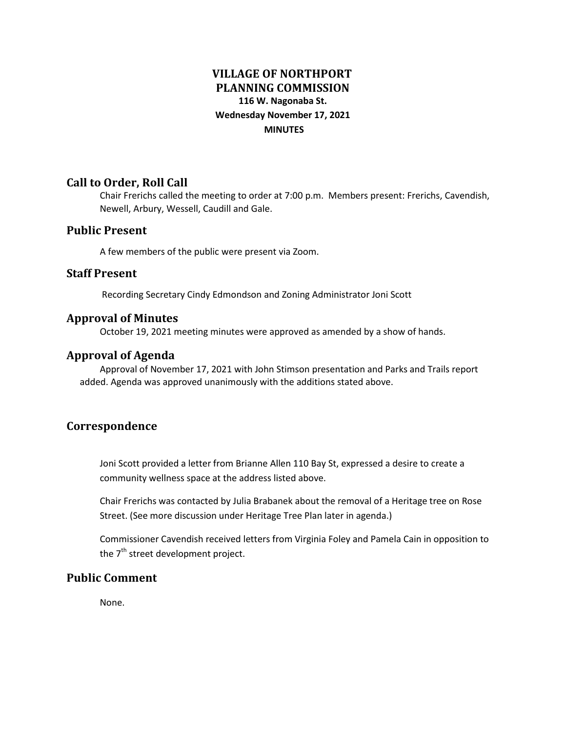# VILLAGE OF NORTHPORT PLANNING COMMISSION

**116 W. Nagonaba St.**

**Wednesday November 17, 2021**

**MINUTES**

## Call to Order, Roll Call

Chair Frerichs called the meeting to order at 7:00 p.m. Members present: Frerichs, Cavendish, Newell, Arbury, Wessell, Caudill and Gale.

## Public Present

A few members of the public were present via Zoom.

## Staff Present

Recording Secretary Cindy Edmondson and Zoning Administrator Joni Scott

## Approval of Minutes

October 19, 2021 meeting minutes were approved as amended by a show of hands.

## Approval of Agenda

Approval of November 17, 2021 with John Stimson presentation and Parks and Trails report added. Agenda was approved unanimously with the additions stated above.

## Correspondence

Joni Scott provided a letter from Brianne Allen 110 Bay St, expressed a desire to create a community wellness space at the address listed above.

Chair Frerichs was contacted by Julia Brabanek about the removal of a Heritage tree on Rose Street. (See more discussion under Heritage Tree Plan later in agenda.)

Commissioner Cavendish received letters from Virginia Foley and Pamela Cain in opposition to the 7th street development project.

## Public Comment

None.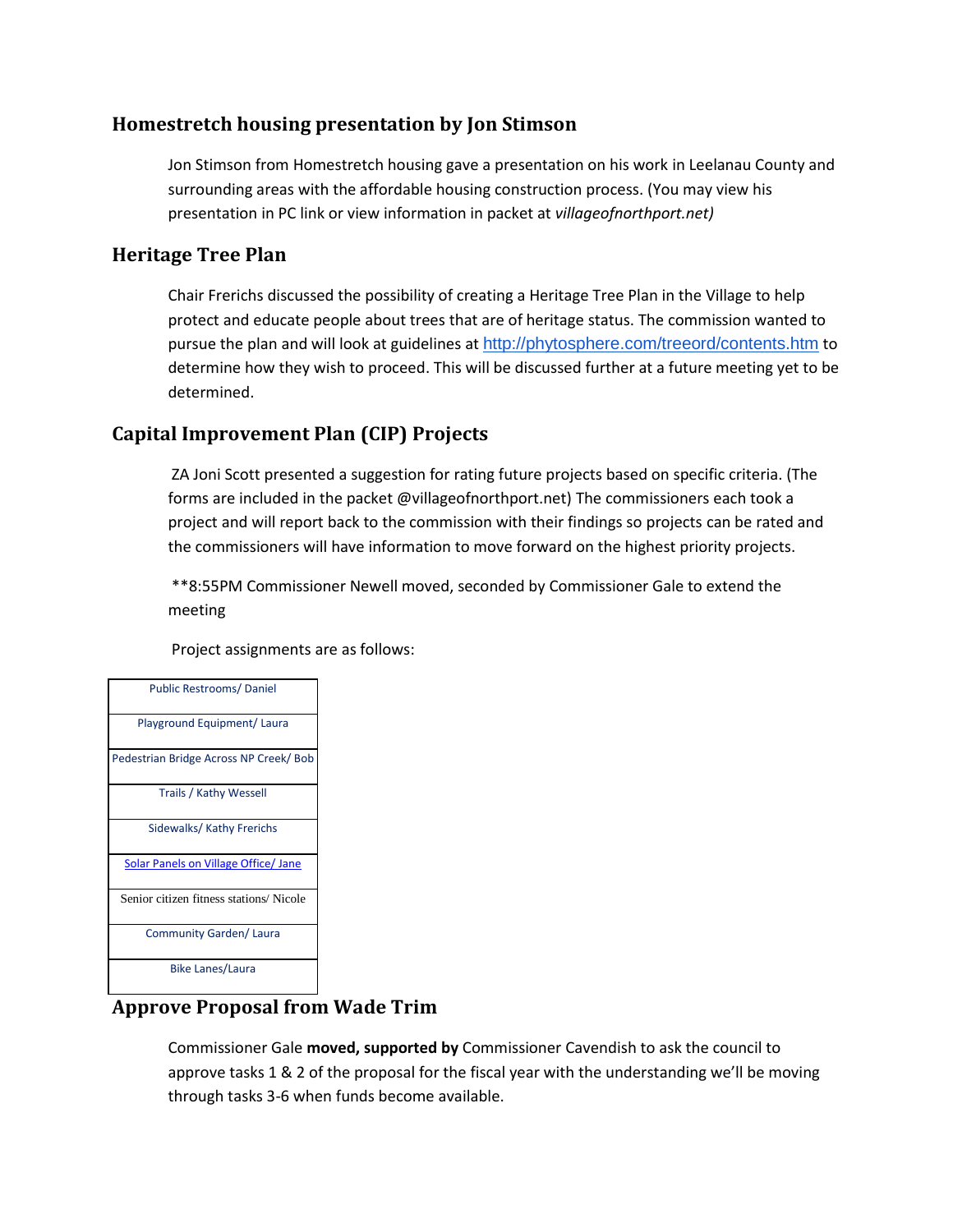## Homestretch housing presentation by Jon Stimson

Jon Stimson from Homestretch housing gave a presentation on his work in Leelanau County and surrounding areas with the affordable housing construction process. (You may view his presentation in PC link or view information in packet at *villageofnorthport.net)*

## Heritage Tree Plan

Chair Frerichs discussed the possibility of creating a Heritage Tree Plan in the Village to help protect and educate people about trees that are of heritage status. The commission wanted to pursue the plan and will look at guidelines at http://phytosphere.com/treeord/contents.htm to determine how they wish to proceed. This will be discussed further at a future meeting yet to be determined.

## Capital Improvement Plan (CIP) Projects

ZA Joni Scott presented a suggestion for rating future projects based on specific criteria. (The forms are included in the packet @villageofnorthport.net) The commissioners each took a project and will report back to the commission with their findings so projects can be rated and the commissioners will have information to move forward on the highest priority projects.

**8:55PM Commissioner Newell moved, seconded by Commissioner Gale to extend the meeting

Project assignments are as follows:

| Project assignments |
| --- |
| Public Restrooms/ Daniel |
| Playground Equipment/ Laura |
| Pedestrian Bridge Across NP Creek/ Bob |
| Trails / Kathy Wessell |
| Sidewalks/ Kathy Frerichs |
| Solar Panels on Village Office/ Jane |
| Senior citizen fitness stations/ Nicole |
| Community Garden/ Laura |
| Bike Lanes/Laura |

## Approve Proposal from Wade Trim

Commissioner Gale **moved, supported by** Commissioner Cavendish to ask the council to approve tasks 1 & 2 of the proposal for the fiscal year with the understanding we'll be moving through tasks 3-6 when funds become available.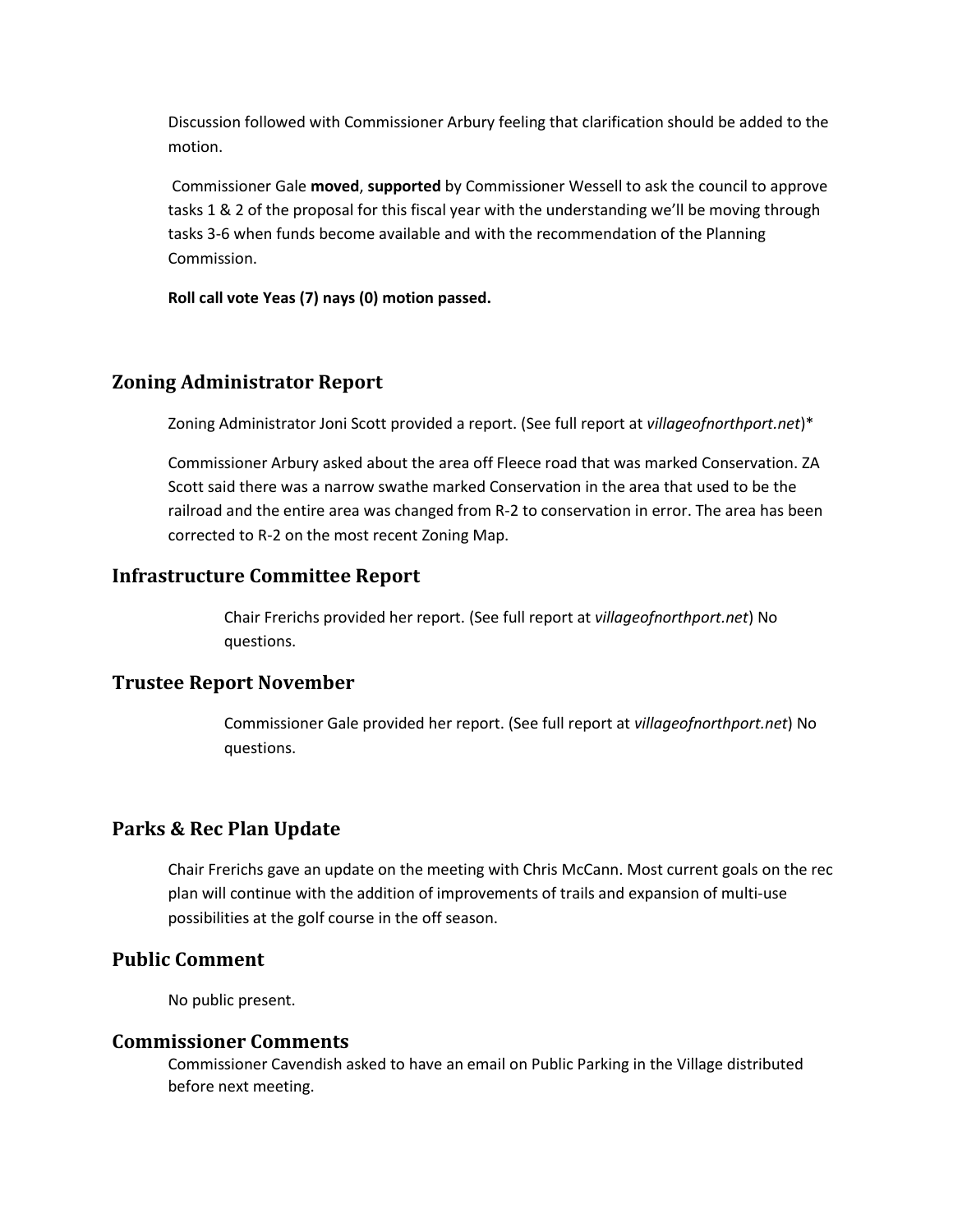Discussion followed with Commissioner Arbury feeling that clarification should be added to the motion.

Commissioner Gale **moved**, **supported** by Commissioner Wessell to ask the council to approve tasks 1 & 2 of the proposal for this fiscal year with the understanding we'll be moving through tasks 3-6 when funds become available and with the recommendation of the Planning Commission.

**Roll call vote Yeas (7) nays (0) motion passed.**

## Zoning Administrator Report

Zoning Administrator Joni Scott provided a report. (See full report at *villageofnorthport.net*)*

Commissioner Arbury asked about the area off Fleece road that was marked Conservation. ZA Scott said there was a narrow swathe marked Conservation in the area that used to be the railroad and the entire area was changed from R-2 to conservation in error. The area has been corrected to R-2 on the most recent Zoning Map.

## Infrastructure Committee Report

Chair Frerichs provided her report. (See full report at *villageofnorthport.net*) No questions.

## Trustee Report November

Commissioner Gale provided her report. (See full report at *villageofnorthport.net*) No questions.

## Parks & Rec Plan Update

Chair Frerichs gave an update on the meeting with Chris McCann. Most current goals on the rec plan will continue with the addition of improvements of trails and expansion of multi-use possibilities at the golf course in the off season.

## Public Comment

No public present.

## Commissioner Comments

Commissioner Cavendish asked to have an email on Public Parking in the Village distributed before next meeting.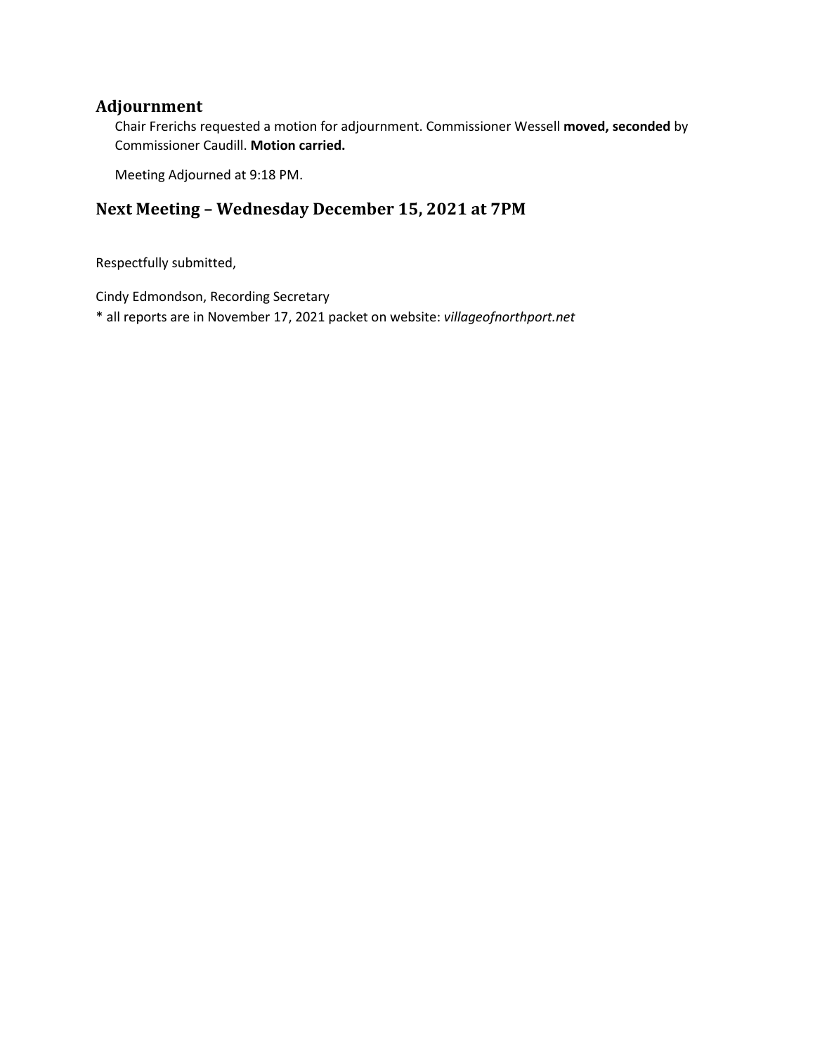## Adjournment

Chair Frerichs requested a motion for adjournment. Commissioner Wessell **moved, seconded** by Commissioner Caudill. **Motion carried.**

Meeting Adjourned at 9:18 PM.

## Next Meeting – Wednesday December 15, 2021 at 7PM

Respectfully submitted,

Cindy Edmondson, Recording Secretary

* all reports are in November 17, 2021 packet on website: *villageofnorthport.net*